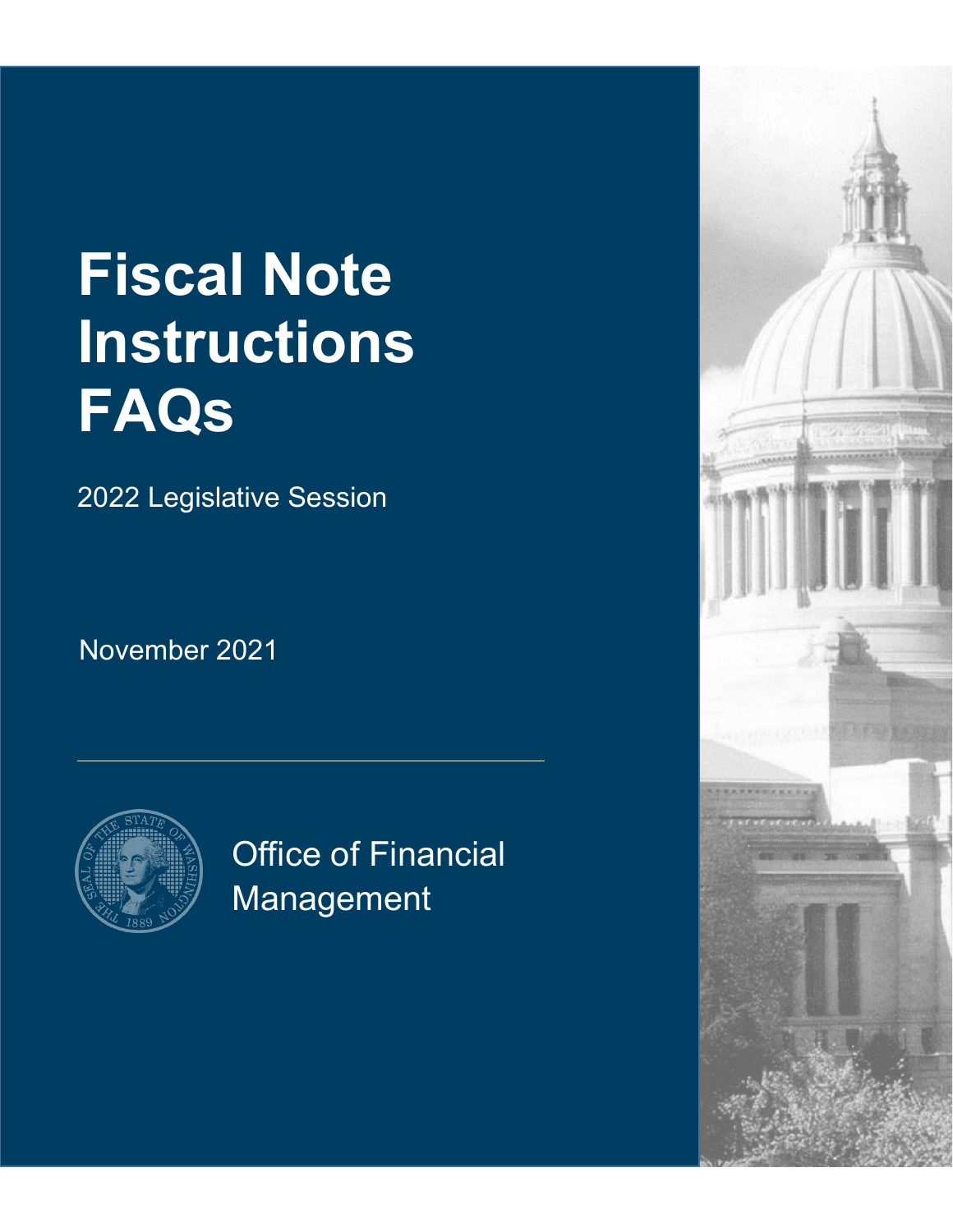# Fiscal Note Instructions FAQs

2022 Legislative Session

November 2021

Office of Financial Management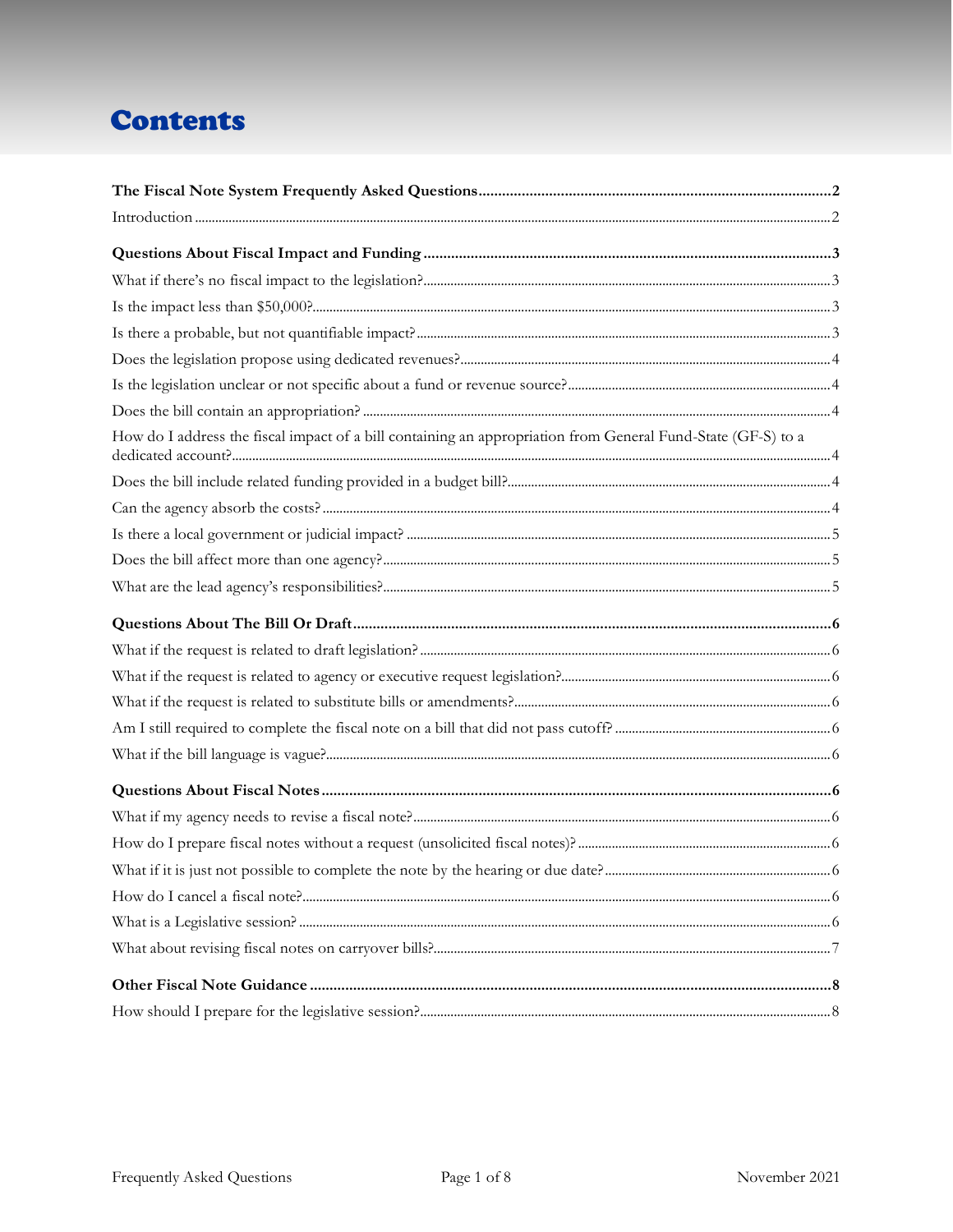# Contents

**The Fiscal Note System Frequently Asked Questions** ........ **2**

Introduction ........ 2

**Questions About Fiscal Impact and Funding** ........ **3**

What if there's no fiscal impact to the legislation? ........ 3

Is the impact less than $50,000? ........ 3

Is there a probable, but not quantifiable impact? ........ 3

Does the legislation propose using dedicated revenues? ........ 4

Is the legislation unclear or not specific about a fund or revenue source? ........ 4

Does the bill contain an appropriation? ........ 4

How do I address the fiscal impact of a bill containing an appropriation from General Fund-State (GF-S) to a dedicated account? ........ 4

Does the bill include related funding provided in a budget bill? ........ 4

Can the agency absorb the costs? ........ 4

Is there a local government or judicial impact? ........ 5

Does the bill affect more than one agency? ........ 5

What are the lead agency's responsibilities? ........ 5

**Questions About The Bill Or Draft** ........ **6**

What if the request is related to draft legislation? ........ 6

What if the request is related to agency or executive request legislation? ........ 6

What if the request is related to substitute bills or amendments? ........ 6

Am I still required to complete the fiscal note on a bill that did not pass cutoff? ........ 6

What if the bill language is vague? ........ 6

**Questions About Fiscal Notes** ........ **6**

What if my agency needs to revise a fiscal note? ........ 6

How do I prepare fiscal notes without a request (unsolicited fiscal notes)? ........ 6

What if it is just not possible to complete the note by the hearing or due date? ........ 6

How do I cancel a fiscal note? ........ 6

What is a Legislative session? ........ 6

What about revising fiscal notes on carryover bills? ........ 7

**Other Fiscal Note Guidance** ........ **8**

How should I prepare for the legislative session? ........ 8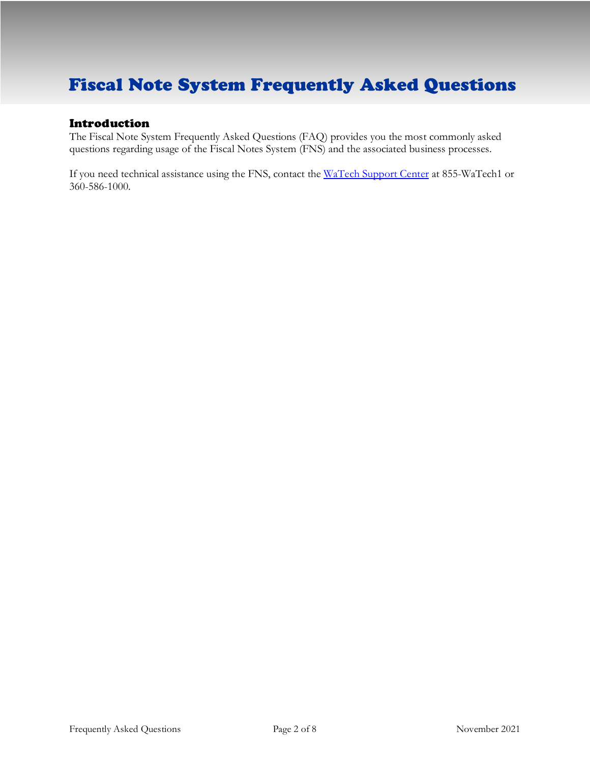# Fiscal Note System Frequently Asked Questions

## Introduction

The Fiscal Note System Frequently Asked Questions (FAQ) provides you the most commonly asked questions regarding usage of the Fiscal Notes System (FNS) and the associated business processes.

If you need technical assistance using the FNS, contact the [WaTech Support Center] at 855-WaTech1 or 360-586-1000.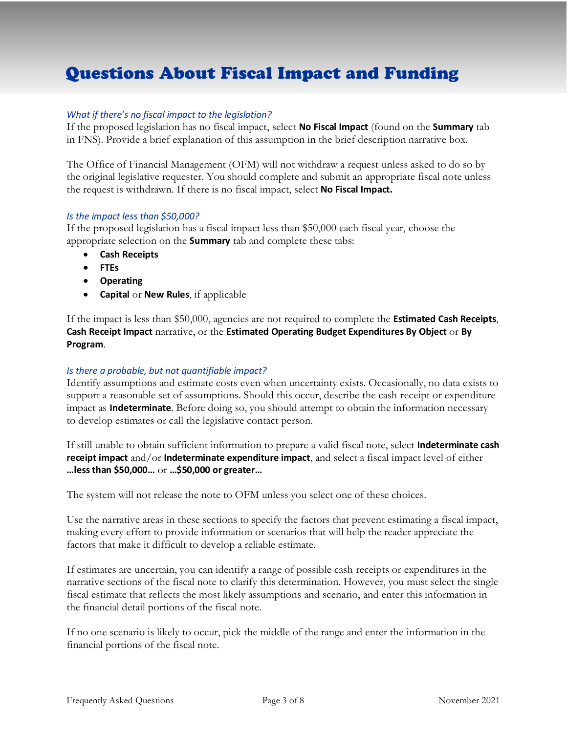# Questions About Fiscal Impact and Funding

*What if there's no fiscal impact to the legislation?*

If the proposed legislation has no fiscal impact, select **No Fiscal Impact** (found on the **Summary** tab in FNS). Provide a brief explanation of this assumption in the brief description narrative box.

The Office of Financial Management (OFM) will not withdraw a request unless asked to do so by the original legislative requester. You should complete and submit an appropriate fiscal note unless the request is withdrawn. If there is no fiscal impact, select **No Fiscal Impact.**

*Is the impact less than $50,000?*

If the proposed legislation has a fiscal impact less than $50,000 each fiscal year, choose the appropriate selection on the **Summary** tab and complete these tabs:

- **Cash Receipts**
- **FTEs**
- **Operating**
- **Capital** or **New Rules**, if applicable

If the impact is less than $50,000, agencies are not required to complete the **Estimated Cash Receipts**, **Cash Receipt Impact** narrative, or the **Estimated Operating Budget Expenditures By Object** or **By Program**.

*Is there a probable, but not quantifiable impact?*

Identify assumptions and estimate costs even when uncertainty exists. Occasionally, no data exists to support a reasonable set of assumptions. Should this occur, describe the cash receipt or expenditure impact as **Indeterminate**. Before doing so, you should attempt to obtain the information necessary to develop estimates or call the legislative contact person.

If still unable to obtain sufficient information to prepare a valid fiscal note, select **Indeterminate cash receipt impact** and/or **Indeterminate expenditure impact**, and select a fiscal impact level of either **…less than $50,000…** or **…$50,000 or greater…**

The system will not release the note to OFM unless you select one of these choices.

Use the narrative areas in these sections to specify the factors that prevent estimating a fiscal impact, making every effort to provide information or scenarios that will help the reader appreciate the factors that make it difficult to develop a reliable estimate.

If estimates are uncertain, you can identify a range of possible cash receipts or expenditures in the narrative sections of the fiscal note to clarify this determination. However, you must select the single fiscal estimate that reflects the most likely assumptions and scenario, and enter this information in the financial detail portions of the fiscal note.

If no one scenario is likely to occur, pick the middle of the range and enter the information in the financial portions of the fiscal note.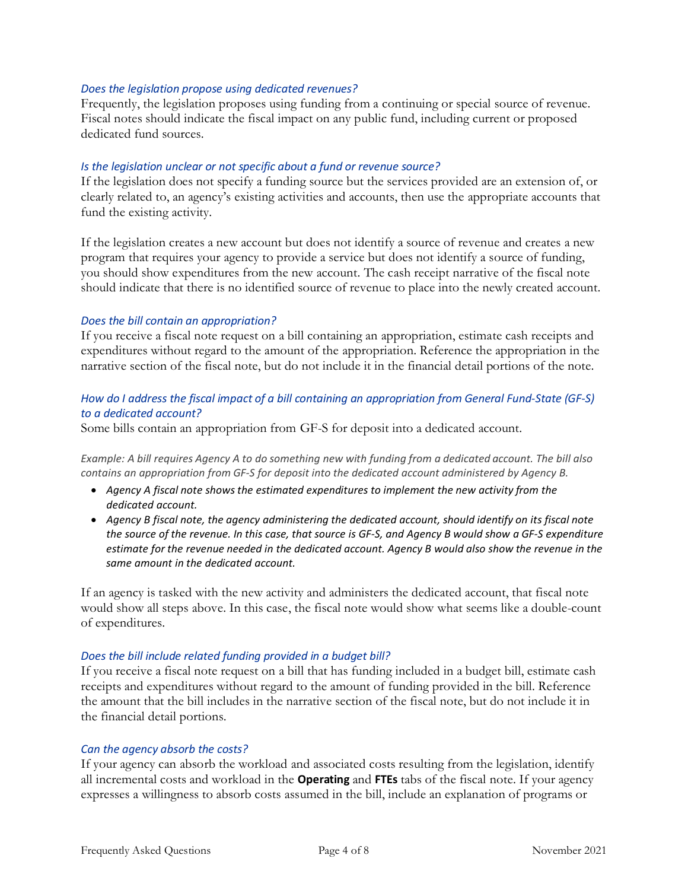### *Does the legislation propose using dedicated revenues?*

Frequently, the legislation proposes using funding from a continuing or special source of revenue. Fiscal notes should indicate the fiscal impact on any public fund, including current or proposed dedicated fund sources.

### *Is the legislation unclear or not specific about a fund or revenue source?*

If the legislation does not specify a funding source but the services provided are an extension of, or clearly related to, an agency's existing activities and accounts, then use the appropriate accounts that fund the existing activity.

If the legislation creates a new account but does not identify a source of revenue and creates a new program that requires your agency to provide a service but does not identify a source of funding, you should show expenditures from the new account. The cash receipt narrative of the fiscal note should indicate that there is no identified source of revenue to place into the newly created account.

### *Does the bill contain an appropriation?*

If you receive a fiscal note request on a bill containing an appropriation, estimate cash receipts and expenditures without regard to the amount of the appropriation. Reference the appropriation in the narrative section of the fiscal note, but do not include it in the financial detail portions of the note.

### *How do I address the fiscal impact of a bill containing an appropriation from General Fund-State (GF-S) to a dedicated account?*

Some bills contain an appropriation from GF-S for deposit into a dedicated account.

*Example: A bill requires Agency A to do something new with funding from a dedicated account. The bill also contains an appropriation from GF-S for deposit into the dedicated account administered by Agency B.*

- *Agency A fiscal note shows the estimated expenditures to implement the new activity from the dedicated account.*
- *Agency B fiscal note, the agency administering the dedicated account, should identify on its fiscal note the source of the revenue. In this case, that source is GF-S, and Agency B would show a GF-S expenditure estimate for the revenue needed in the dedicated account. Agency B would also show the revenue in the same amount in the dedicated account.*

If an agency is tasked with the new activity and administers the dedicated account, that fiscal note would show all steps above. In this case, the fiscal note would show what seems like a double-count of expenditures.

### *Does the bill include related funding provided in a budget bill?*

If you receive a fiscal note request on a bill that has funding included in a budget bill, estimate cash receipts and expenditures without regard to the amount of funding provided in the bill. Reference the amount that the bill includes in the narrative section of the fiscal note, but do not include it in the financial detail portions.

### *Can the agency absorb the costs?*

If your agency can absorb the workload and associated costs resulting from the legislation, identify all incremental costs and workload in the **Operating** and **FTEs** tabs of the fiscal note. If your agency expresses a willingness to absorb costs assumed in the bill, include an explanation of programs or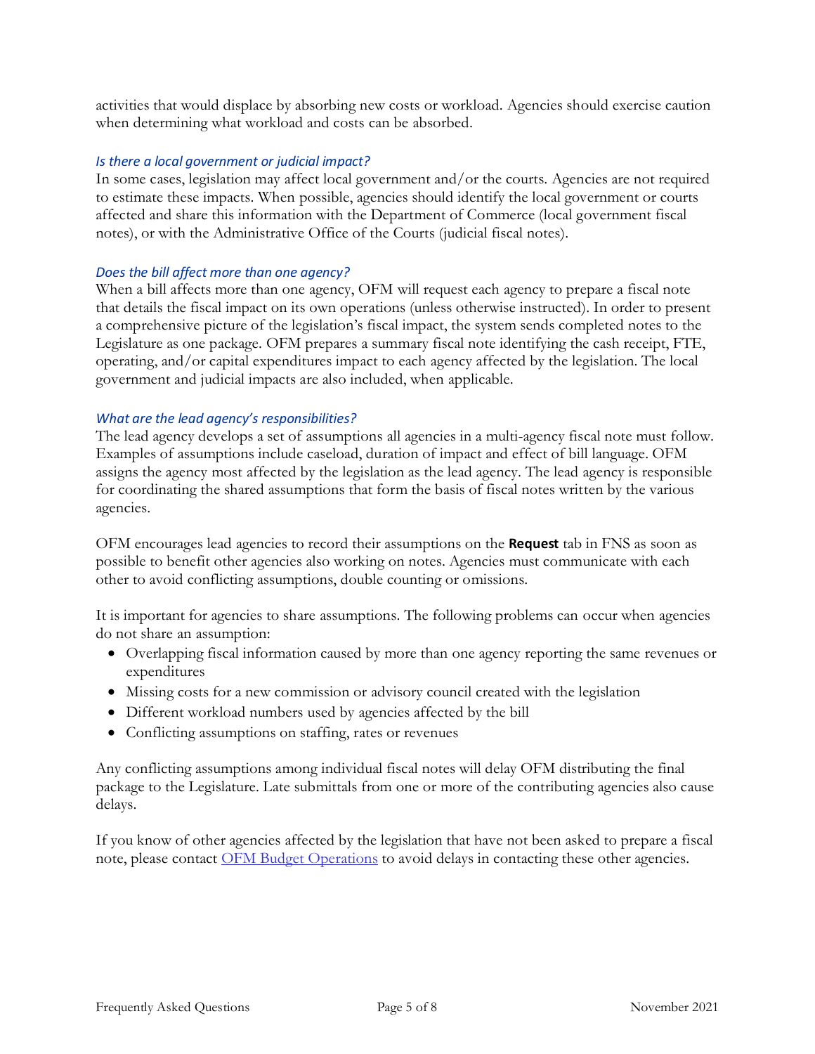activities that would displace by absorbing new costs or workload. Agencies should exercise caution when determining what workload and costs can be absorbed.

### *Is there a local government or judicial impact?*

In some cases, legislation may affect local government and/or the courts. Agencies are not required to estimate these impacts. When possible, agencies should identify the local government or courts affected and share this information with the Department of Commerce (local government fiscal notes), or with the Administrative Office of the Courts (judicial fiscal notes).

### *Does the bill affect more than one agency?*

When a bill affects more than one agency, OFM will request each agency to prepare a fiscal note that details the fiscal impact on its own operations (unless otherwise instructed). In order to present a comprehensive picture of the legislation's fiscal impact, the system sends completed notes to the Legislature as one package. OFM prepares a summary fiscal note identifying the cash receipt, FTE, operating, and/or capital expenditures impact to each agency affected by the legislation. The local government and judicial impacts are also included, when applicable.

### *What are the lead agency's responsibilities?*

The lead agency develops a set of assumptions all agencies in a multi-agency fiscal note must follow. Examples of assumptions include caseload, duration of impact and effect of bill language. OFM assigns the agency most affected by the legislation as the lead agency. The lead agency is responsible for coordinating the shared assumptions that form the basis of fiscal notes written by the various agencies.

OFM encourages lead agencies to record their assumptions on the **Request** tab in FNS as soon as possible to benefit other agencies also working on notes. Agencies must communicate with each other to avoid conflicting assumptions, double counting or omissions.

It is important for agencies to share assumptions. The following problems can occur when agencies do not share an assumption:

- Overlapping fiscal information caused by more than one agency reporting the same revenues or expenditures
- Missing costs for a new commission or advisory council created with the legislation
- Different workload numbers used by agencies affected by the bill
- Conflicting assumptions on staffing, rates or revenues

Any conflicting assumptions among individual fiscal notes will delay OFM distributing the final package to the Legislature. Late submittals from one or more of the contributing agencies also cause delays.

If you know of other agencies affected by the legislation that have not been asked to prepare a fiscal note, please contact OFM Budget Operations to avoid delays in contacting these other agencies.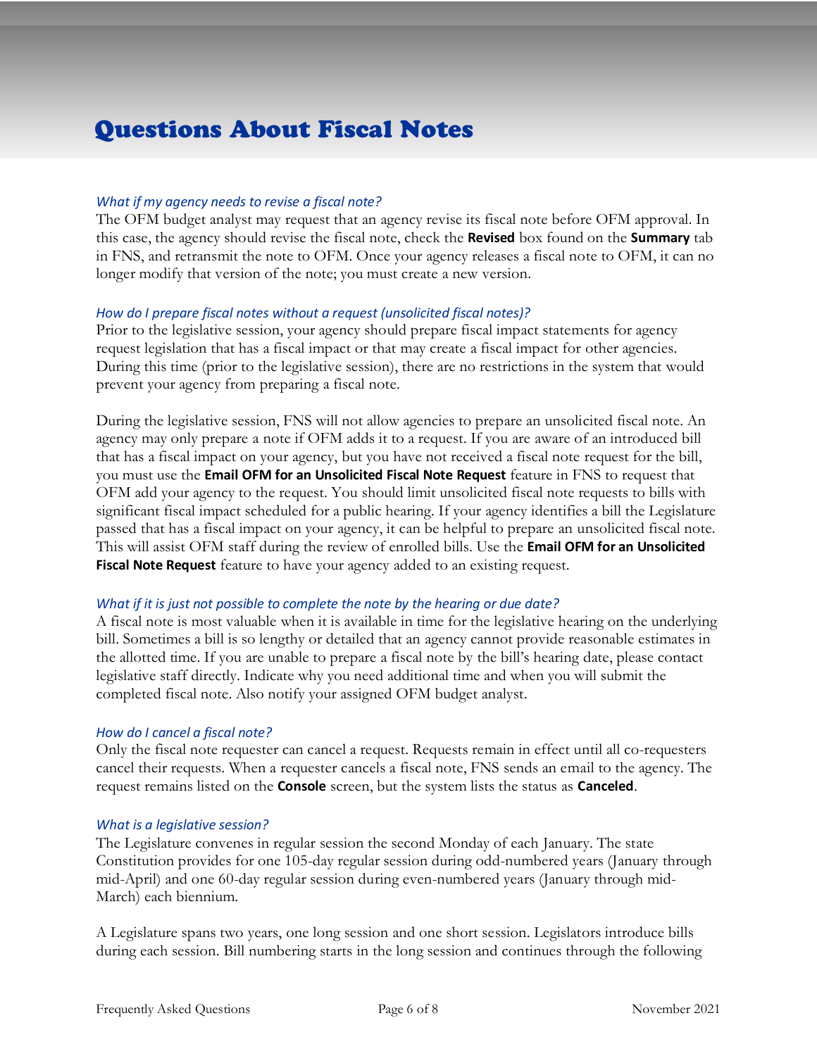# Questions About Fiscal Notes

### *What if my agency needs to revise a fiscal note?*

The OFM budget analyst may request that an agency revise its fiscal note before OFM approval. In this case, the agency should revise the fiscal note, check the **Revised** box found on the **Summary** tab in FNS, and retransmit the note to OFM. Once your agency releases a fiscal note to OFM, it can no longer modify that version of the note; you must create a new version.

### *How do I prepare fiscal notes without a request (unsolicited fiscal notes)?*

Prior to the legislative session, your agency should prepare fiscal impact statements for agency request legislation that has a fiscal impact or that may create a fiscal impact for other agencies. During this time (prior to the legislative session), there are no restrictions in the system that would prevent your agency from preparing a fiscal note.

During the legislative session, FNS will not allow agencies to prepare an unsolicited fiscal note. An agency may only prepare a note if OFM adds it to a request. If you are aware of an introduced bill that has a fiscal impact on your agency, but you have not received a fiscal note request for the bill, you must use the **Email OFM for an Unsolicited Fiscal Note Request** feature in FNS to request that OFM add your agency to the request. You should limit unsolicited fiscal note requests to bills with significant fiscal impact scheduled for a public hearing. If your agency identifies a bill the Legislature passed that has a fiscal impact on your agency, it can be helpful to prepare an unsolicited fiscal note. This will assist OFM staff during the review of enrolled bills. Use the **Email OFM for an Unsolicited Fiscal Note Request** feature to have your agency added to an existing request.

### *What if it is just not possible to complete the note by the hearing or due date?*

A fiscal note is most valuable when it is available in time for the legislative hearing on the underlying bill. Sometimes a bill is so lengthy or detailed that an agency cannot provide reasonable estimates in the allotted time. If you are unable to prepare a fiscal note by the bill's hearing date, please contact legislative staff directly. Indicate why you need additional time and when you will submit the completed fiscal note. Also notify your assigned OFM budget analyst.

### *How do I cancel a fiscal note?*

Only the fiscal note requester can cancel a request. Requests remain in effect until all co-requesters cancel their requests. When a requester cancels a fiscal note, FNS sends an email to the agency. The request remains listed on the **Console** screen, but the system lists the status as **Canceled**.

### *What is a legislative session?*

The Legislature convenes in regular session the second Monday of each January. The state Constitution provides for one 105-day regular session during odd-numbered years (January through mid-April) and one 60-day regular session during even-numbered years (January through mid-March) each biennium.

A Legislature spans two years, one long session and one short session. Legislators introduce bills during each session. Bill numbering starts in the long session and continues through the following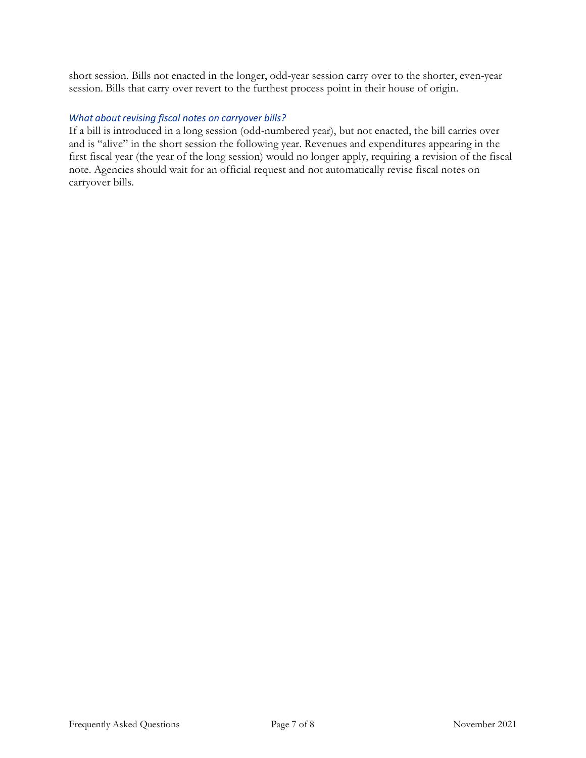short session. Bills not enacted in the longer, odd-year session carry over to the shorter, even-year session. Bills that carry over revert to the furthest process point in their house of origin.

### *What about revising fiscal notes on carryover bills?*

If a bill is introduced in a long session (odd-numbered year), but not enacted, the bill carries over and is "alive" in the short session the following year. Revenues and expenditures appearing in the first fiscal year (the year of the long session) would no longer apply, requiring a revision of the fiscal note. Agencies should wait for an official request and not automatically revise fiscal notes on carryover bills.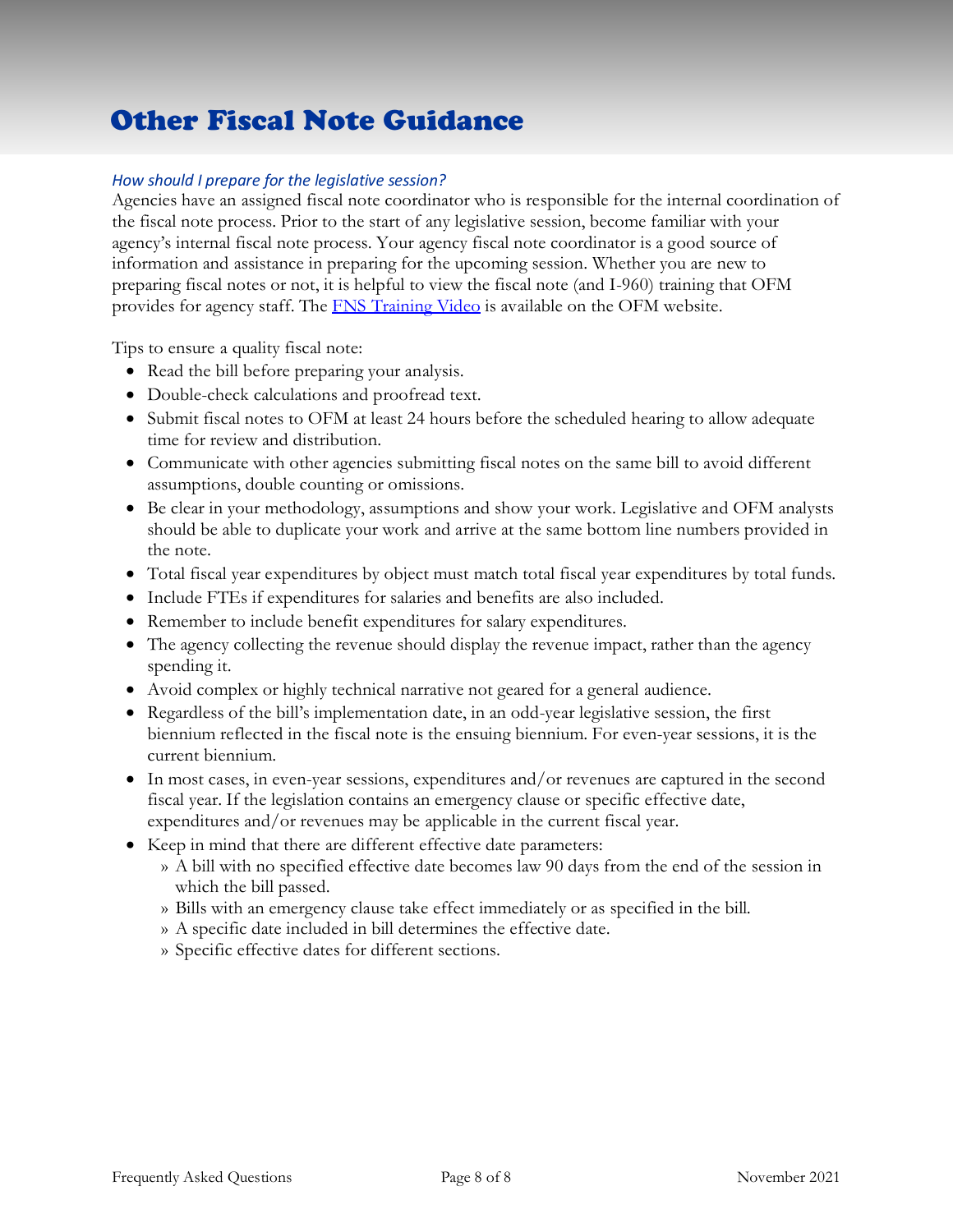# Other Fiscal Note Guidance

*How should I prepare for the legislative session?*

Agencies have an assigned fiscal note coordinator who is responsible for the internal coordination of the fiscal note process. Prior to the start of any legislative session, become familiar with your agency's internal fiscal note process. Your agency fiscal note coordinator is a good source of information and assistance in preparing for the upcoming session. Whether you are new to preparing fiscal notes or not, it is helpful to view the fiscal note (and I-960) training that OFM provides for agency staff. The [FNS Training Video] is available on the OFM website.

Tips to ensure a quality fiscal note:

- Read the bill before preparing your analysis.
- Double-check calculations and proofread text.
- Submit fiscal notes to OFM at least 24 hours before the scheduled hearing to allow adequate time for review and distribution.
- Communicate with other agencies submitting fiscal notes on the same bill to avoid different assumptions, double counting or omissions.
- Be clear in your methodology, assumptions and show your work. Legislative and OFM analysts should be able to duplicate your work and arrive at the same bottom line numbers provided in the note.
- Total fiscal year expenditures by object must match total fiscal year expenditures by total funds.
- Include FTEs if expenditures for salaries and benefits are also included.
- Remember to include benefit expenditures for salary expenditures.
- The agency collecting the revenue should display the revenue impact, rather than the agency spending it.
- Avoid complex or highly technical narrative not geared for a general audience.
- Regardless of the bill's implementation date, in an odd-year legislative session, the first biennium reflected in the fiscal note is the ensuing biennium. For even-year sessions, it is the current biennium.
- In most cases, in even-year sessions, expenditures and/or revenues are captured in the second fiscal year. If the legislation contains an emergency clause or specific effective date, expenditures and/or revenues may be applicable in the current fiscal year.
- Keep in mind that there are different effective date parameters:
  - A bill with no specified effective date becomes law 90 days from the end of the session in which the bill passed.
  - Bills with an emergency clause take effect immediately or as specified in the bill.
  - A specific date included in bill determines the effective date.
  - Specific effective dates for different sections.